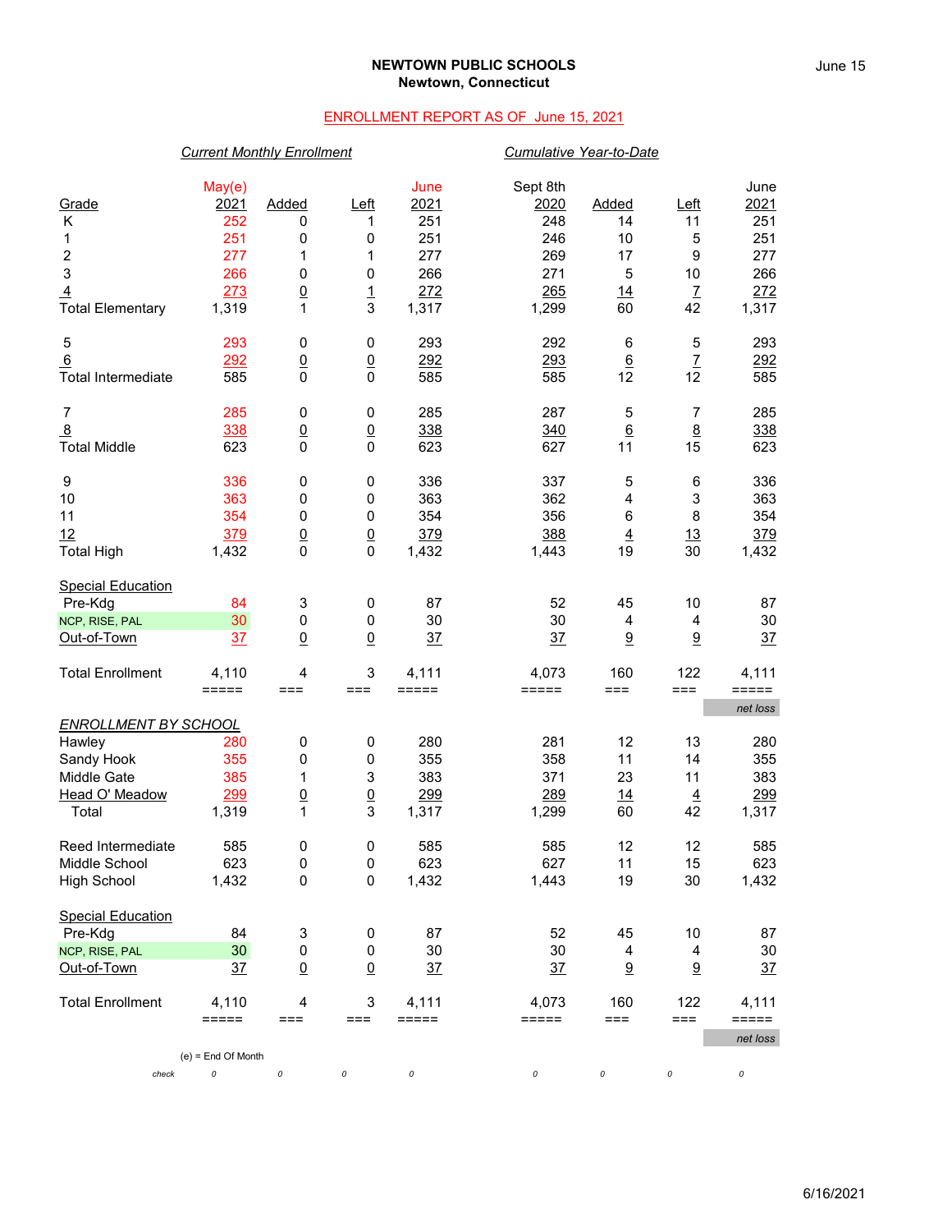**NEWTOWN PUBLIC SCHOOLS**
**Newtown, Connecticut**

June 15

ENROLLMENT REPORT AS OF June 15, 2021

| | *Current Monthly Enrollment* | | | | *Cumulative Year-to-Date* | | | |
|---|---|---|---|---|---|---|---|---|
| Grade | May(e) 2021 | Added | Left | June 2021 | Sept 8th 2020 | Added | Left | June 2021 |
| K | 252 | 0 | 1 | 251 | 248 | 14 | 11 | 251 |
| 1 | 251 | 0 | 0 | 251 | 246 | 10 | 5 | 251 |
| 2 | 277 | 1 | 1 | 277 | 269 | 17 | 9 | 277 |
| 3 | 266 | 0 | 0 | 266 | 271 | 5 | 10 | 266 |
| 4 | 273 | 0 | 1 | 272 | 265 | 14 | 7 | 272 |
| Total Elementary | 1,319 | 1 | 3 | 1,317 | 1,299 | 60 | 42 | 1,317 |
| 5 | 293 | 0 | 0 | 293 | 292 | 6 | 5 | 293 |
| 6 | 292 | 0 | 0 | 292 | 293 | 6 | 7 | 292 |
| Total Intermediate | 585 | 0 | 0 | 585 | 585 | 12 | 12 | 585 |
| 7 | 285 | 0 | 0 | 285 | 287 | 5 | 7 | 285 |
| 8 | 338 | 0 | 0 | 338 | 340 | 6 | 8 | 338 |
| Total Middle | 623 | 0 | 0 | 623 | 627 | 11 | 15 | 623 |
| 9 | 336 | 0 | 0 | 336 | 337 | 5 | 6 | 336 |
| 10 | 363 | 0 | 0 | 363 | 362 | 4 | 3 | 363 |
| 11 | 354 | 0 | 0 | 354 | 356 | 6 | 8 | 354 |
| 12 | 379 | 0 | 0 | 379 | 388 | 4 | 13 | 379 |
| Total High | 1,432 | 0 | 0 | 1,432 | 1,443 | 19 | 30 | 1,432 |
| Special Education | | | | | | | | |
| Pre-Kdg | 84 | 3 | 0 | 87 | 52 | 45 | 10 | 87 |
| NCP, RISE, PAL | 30 | 0 | 0 | 30 | 30 | 4 | 4 | 30 |
| Out-of-Town | 37 | 0 | 0 | 37 | 37 | 9 | 9 | 37 |
| Total Enrollment | 4,110 | 4 | 3 | 4,111 | 4,073 | 160 | 122 | 4,111 |
| | | | | | | | | *net loss* |

| *ENROLLMENT BY SCHOOL* | May(e) 2021 | Added | Left | June 2021 | Sept 8th 2020 | Added | Left | June 2021 |
|---|---|---|---|---|---|---|---|---|
| Hawley | 280 | 0 | 0 | 280 | 281 | 12 | 13 | 280 |
| Sandy Hook | 355 | 0 | 0 | 355 | 358 | 11 | 14 | 355 |
| Middle Gate | 385 | 1 | 3 | 383 | 371 | 23 | 11 | 383 |
| Head O' Meadow | 299 | 0 | 0 | 299 | 289 | 14 | 4 | 299 |
| Total | 1,319 | 1 | 3 | 1,317 | 1,299 | 60 | 42 | 1,317 |
| Reed Intermediate | 585 | 0 | 0 | 585 | 585 | 12 | 12 | 585 |
| Middle School | 623 | 0 | 0 | 623 | 627 | 11 | 15 | 623 |
| High School | 1,432 | 0 | 0 | 1,432 | 1,443 | 19 | 30 | 1,432 |
| Special Education | | | | | | | | |
| Pre-Kdg | 84 | 3 | 0 | 87 | 52 | 45 | 10 | 87 |
| NCP, RISE, PAL | 30 | 0 | 0 | 30 | 30 | 4 | 4 | 30 |
| Out-of-Town | 37 | 0 | 0 | 37 | 37 | 9 | 9 | 37 |
| Total Enrollment | 4,110 | 4 | 3 | 4,111 | 4,073 | 160 | 122 | 4,111 |
| | | | | | | | | *net loss* |
| *check* | 0 | 0 | 0 | 0 | 0 | 0 | 0 | 0 |

(e) = End Of Month

6/16/2021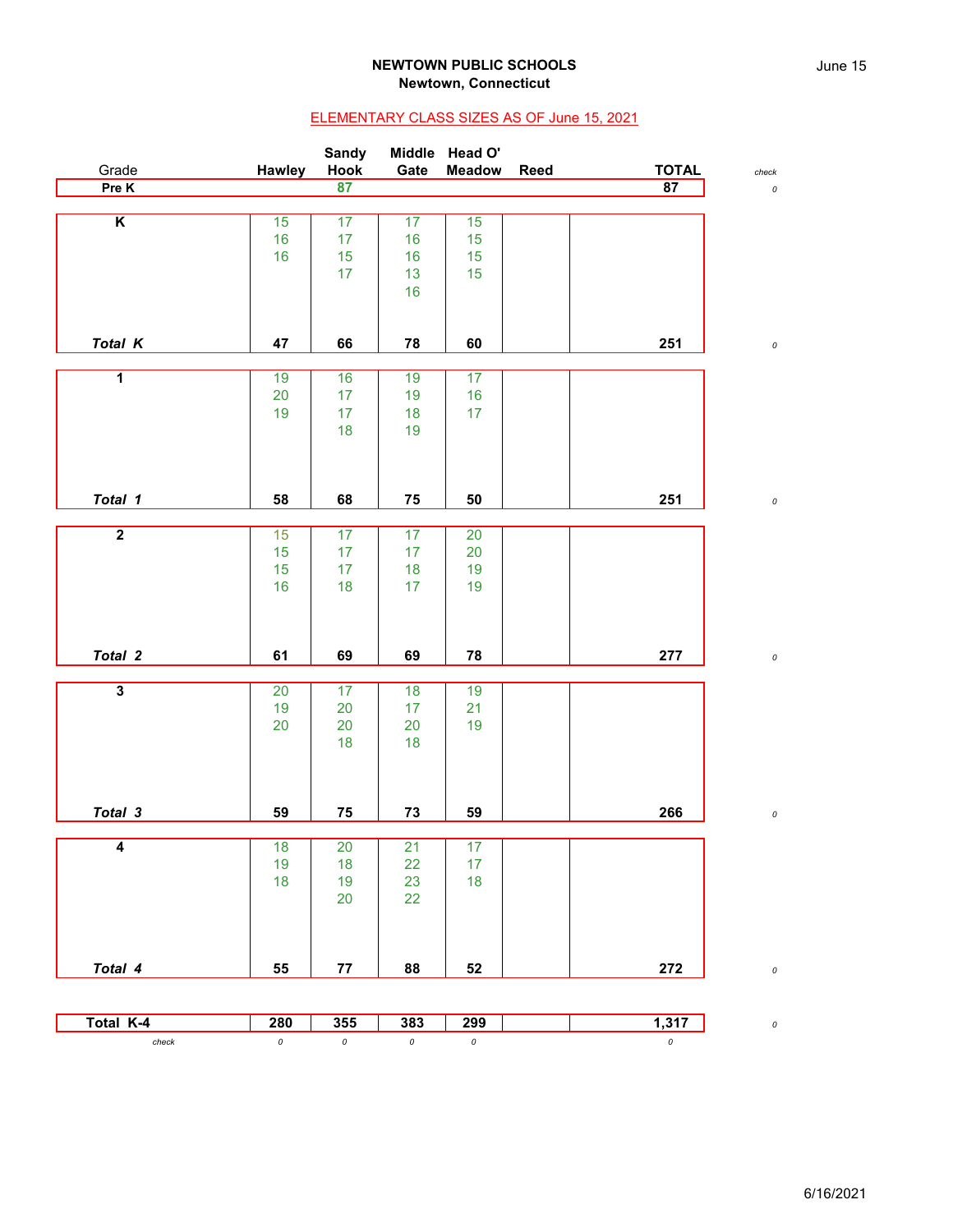**NEWTOWN PUBLIC SCHOOLS**
**Newtown, Connecticut**

June 15

ELEMENTARY CLASS SIZES AS OF June 15, 2021

| Grade | Hawley | Sandy Hook | Middle Gate | Head O' Meadow | Reed | TOTAL | check |
|---|---|---|---|---|---|---|---|
| **Pre K** | | **87** | | | | **87** | *0* |
| **K** | 15 | 17 | 17 | 15 | | | |
| | 16 | 17 | 16 | 15 | | | |
| | 16 | 15 | 16 | 15 | | | |
| | | 17 | 13 | 15 | | | |
| | | | 16 | | | | |
| ***Total K*** | **47** | **66** | **78** | **60** | | **251** | *0* |
| **1** | 19 | 16 | 19 | 17 | | | |
| | 20 | 17 | 19 | 16 | | | |
| | 19 | 17 | 18 | 17 | | | |
| | | 18 | 19 | | | | |
| ***Total 1*** | **58** | **68** | **75** | **50** | | **251** | *0* |
| **2** | 15 | 17 | 17 | 20 | | | |
| | 15 | 17 | 17 | 20 | | | |
| | 15 | 17 | 18 | 19 | | | |
| | 16 | 18 | 17 | 19 | | | |
| ***Total 2*** | **61** | **69** | **69** | **78** | | **277** | *0* |
| **3** | 20 | 17 | 18 | 19 | | | |
| | 19 | 20 | 17 | 21 | | | |
| | 20 | 20 | 20 | 19 | | | |
| | | 18 | 18 | | | | |
| ***Total 3*** | **59** | **75** | **73** | **59** | | **266** | *0* |
| **4** | 18 | 20 | 21 | 17 | | | |
| | 19 | 18 | 22 | 17 | | | |
| | 18 | 19 | 23 | 18 | | | |
| | | 20 | 22 | | | | |
| ***Total 4*** | **55** | **77** | **88** | **52** | | **272** | *0* |
| **Total K-4** | **280** | **355** | **383** | **299** | | **1,317** | *0* |
| *check* | *0* | *0* | *0* | *0* | | *0* | |

6/16/2021